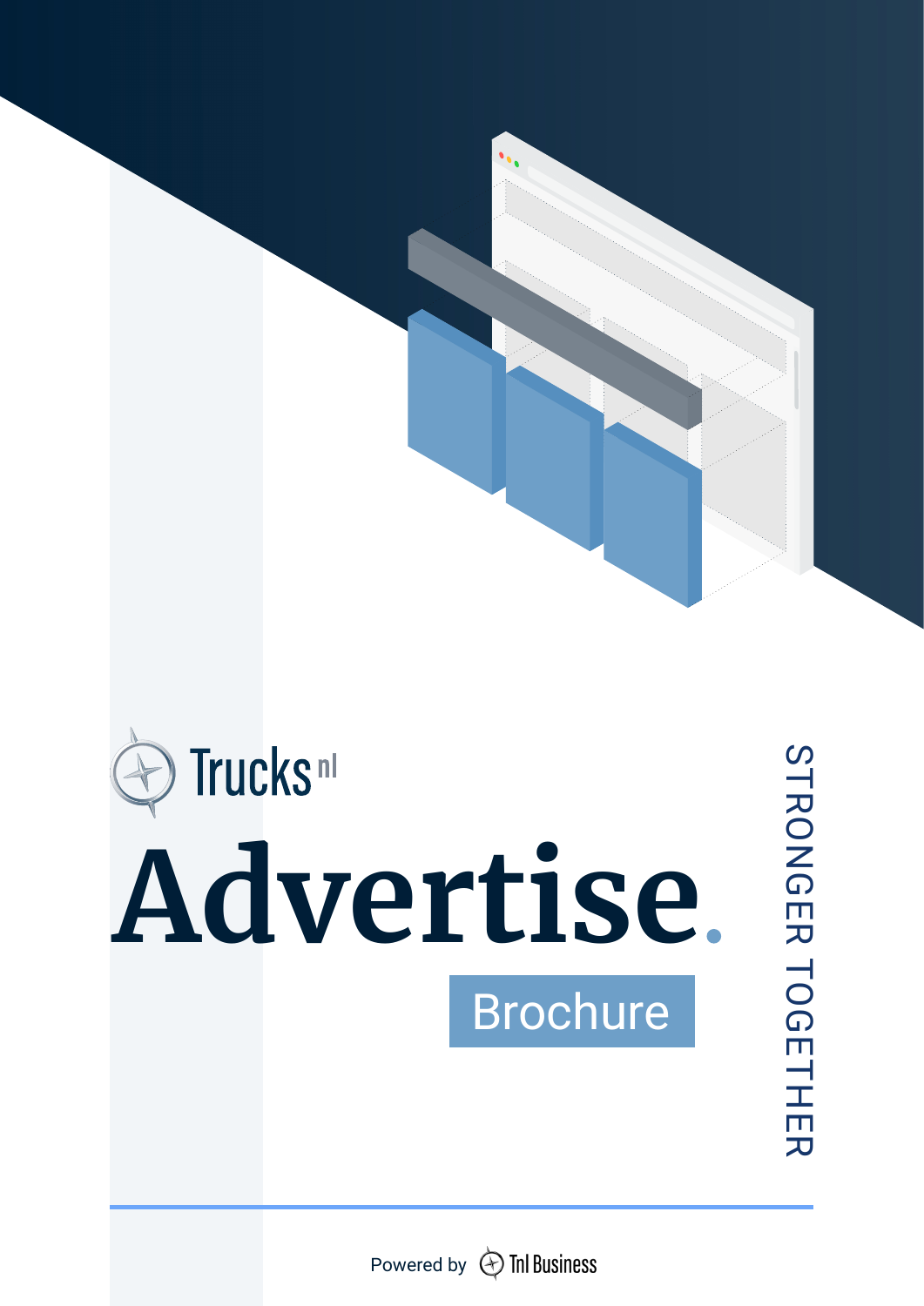Trucks nl

# Advertise.

## Brochure

STRONGER TOGETHER

Powered by Tnl Business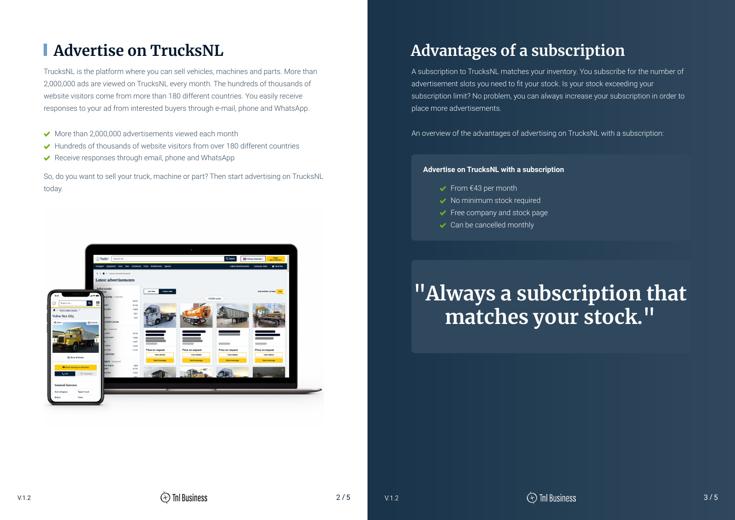# Advertise on TrucksNL

TrucksNL is the platform where you can sell vehicles, machines and parts. More than 2,000,000 ads are viewed on TrucksNL every month. The hundreds of thousands of website visitors come from more than 180 different countries. You easily receive responses to your ad from interested buyers through e-mail, phone and WhatsApp.

- More than 2,000,000 advertisements viewed each month
- Hundreds of thousands of website visitors from over 180 different countries
- Receive responses through email, phone and WhatsApp

So, do you want to sell your truck, machine or part? Then start advertising on TrucksNL today.

# Advantages of a subscription

A subscription to TrucksNL matches your inventory. You subscribe for the number of advertisement slots you need to fit your stock. Is your stock exceeding your subscription limit? No problem, you can always increase your subscription in order to place more advertisements.

An overview of the advantages of advertising on TrucksNL with a subscription:

**Advertise on TrucksNL with a subscription**

- From €43 per month
- No minimum stock required
- Free company and stock page
- Can be cancelled monthly

## "Always a subscription that matches your stock."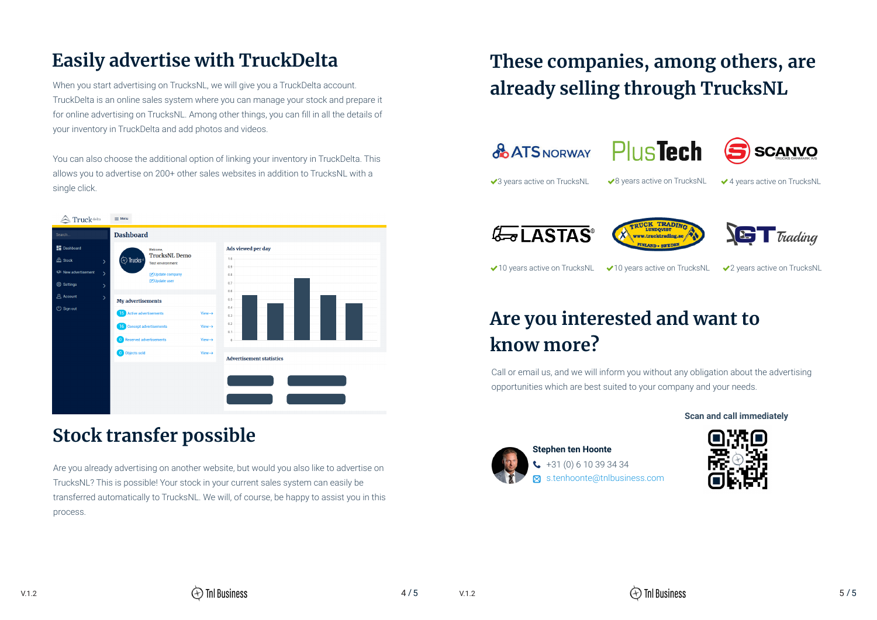# Easily advertise with TruckDelta

When you start advertising on TrucksNL, we will give you a TruckDelta account. TruckDelta is an online sales system where you can manage your stock and prepare it for online advertising on TrucksNL. Among other things, you can fill in all the details of your inventory in TruckDelta and add photos and videos.

You can also choose the additional option of linking your inventory in TruckDelta. This allows you to advertise on 200+ other sales websites in addition to TrucksNL with a single click.

# Stock transfer possible

Are you already advertising on another website, but would you also like to advertise on TrucksNL? This is possible! Your stock in your current sales system can easily be transferred automatically to TrucksNL. We will, of course, be happy to assist you in this process.

# These companies, among others, are already selling through TrucksNL

- ATS Norway: ✔3 years active on TrucksNL
- PlusTech: ✔8 years active on TrucksNL
- Scanvo: ✔4 years active on TrucksNL
- Lastas: ✔10 years active on TrucksNL
- Truck Trading Lundqvist: ✔10 years active on TrucksNL
- GT Trading: ✔2 years active on TrucksNL

# Are you interested and want to know more?

Call or email us, and we will inform you without any obligation about the advertising opportunities which are best suited to your company and your needs.

**Stephen ten Hoonte**
+31 (0) 6 10 39 34 34
s.tenhoonte@tnlbusiness.com

**Scan and call immediately**